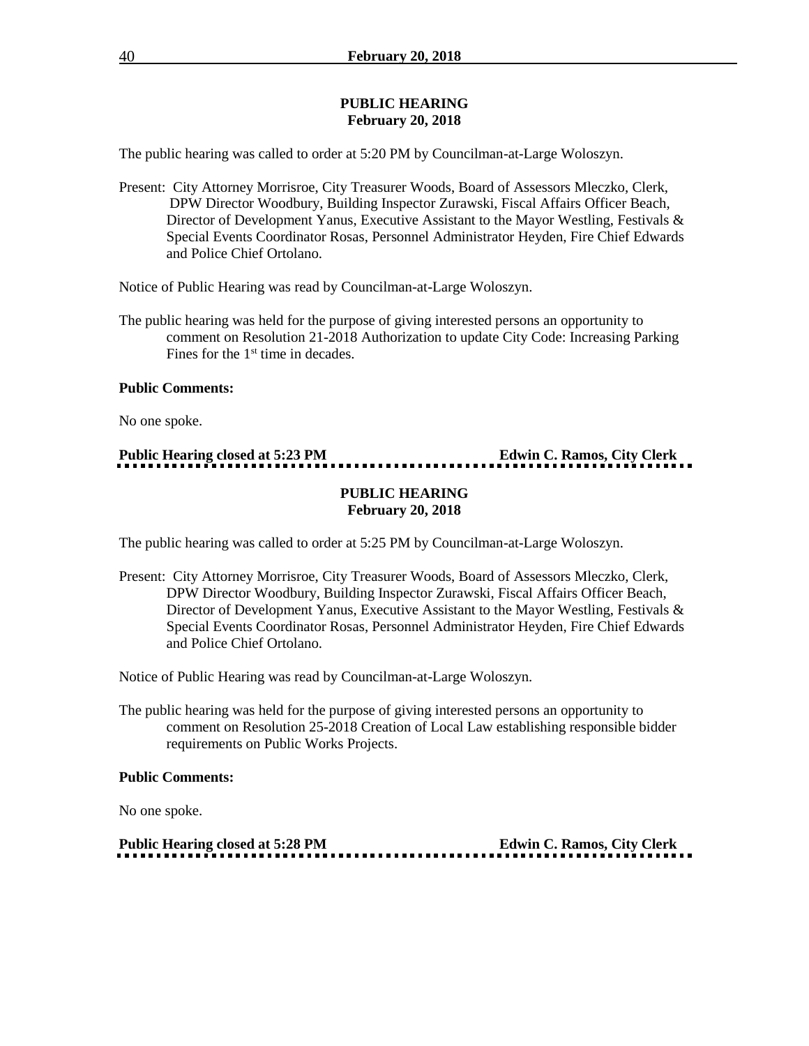## PUBLIC HEARING
## February 20, 2018

The public hearing was called to order at 5:20 PM by Councilman-at-Large Woloszyn.

Present: City Attorney Morrisroe, City Treasurer Woods, Board of Assessors Mleczko, Clerk, DPW Director Woodbury, Building Inspector Zurawski, Fiscal Affairs Officer Beach, Director of Development Yanus, Executive Assistant to the Mayor Westling, Festivals & Special Events Coordinator Rosas, Personnel Administrator Heyden, Fire Chief Edwards and Police Chief Ortolano.

Notice of Public Hearing was read by Councilman-at-Large Woloszyn.

The public hearing was held for the purpose of giving interested persons an opportunity to comment on Resolution 21-2018 Authorization to update City Code: Increasing Parking Fines for the 1st time in decades.

**Public Comments:**

No one spoke.

**Public Hearing closed at 5:23 PM** **Edwin C. Ramos, City Clerk**

## PUBLIC HEARING
## February 20, 2018

The public hearing was called to order at 5:25 PM by Councilman-at-Large Woloszyn.

Present: City Attorney Morrisroe, City Treasurer Woods, Board of Assessors Mleczko, Clerk, DPW Director Woodbury, Building Inspector Zurawski, Fiscal Affairs Officer Beach, Director of Development Yanus, Executive Assistant to the Mayor Westling, Festivals & Special Events Coordinator Rosas, Personnel Administrator Heyden, Fire Chief Edwards and Police Chief Ortolano.

Notice of Public Hearing was read by Councilman-at-Large Woloszyn.

The public hearing was held for the purpose of giving interested persons an opportunity to comment on Resolution 25-2018 Creation of Local Law establishing responsible bidder requirements on Public Works Projects.

**Public Comments:**

No one spoke.

**Public Hearing closed at 5:28 PM** **Edwin C. Ramos, City Clerk**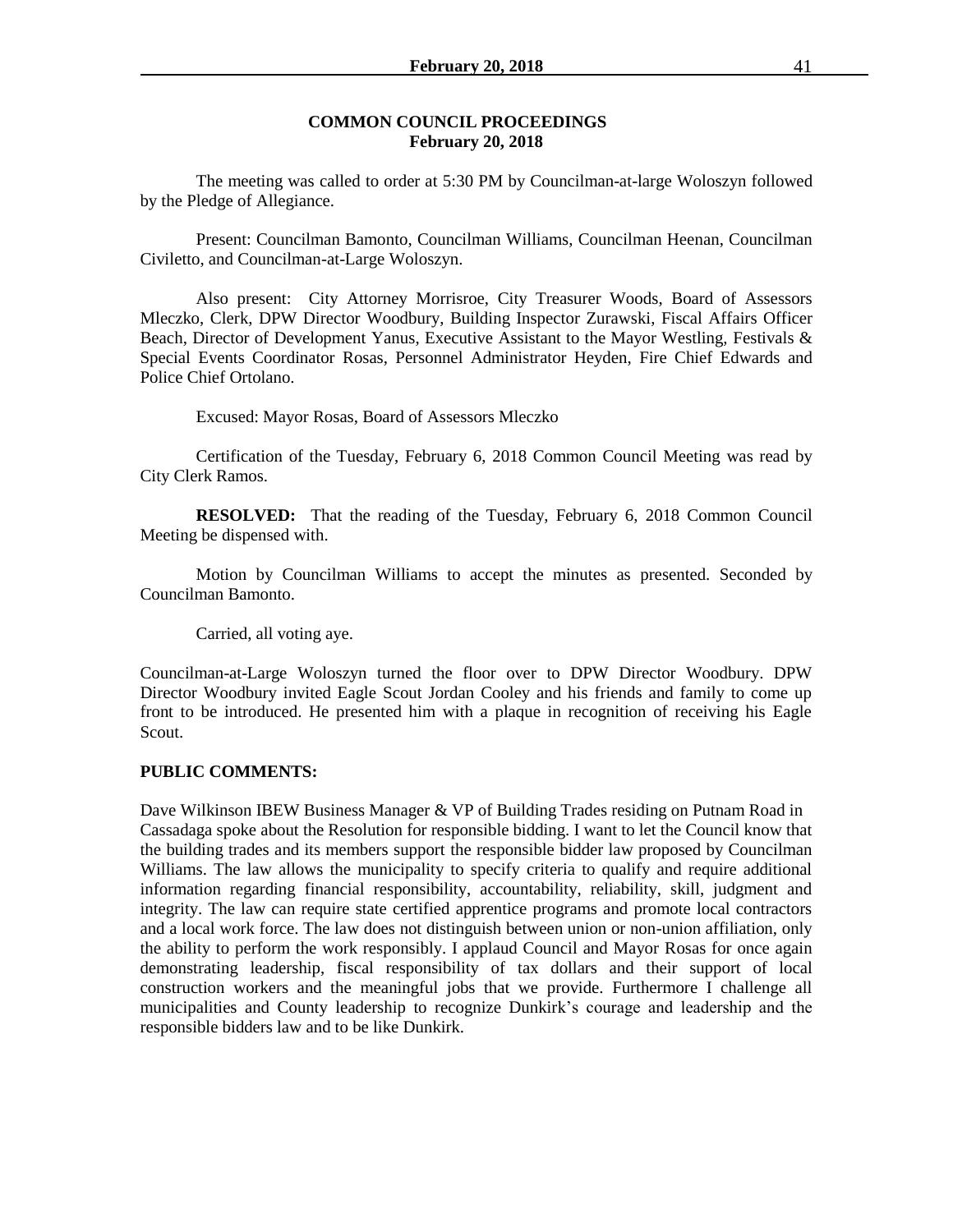## COMMON COUNCIL PROCEEDINGS
## February 20, 2018

The meeting was called to order at 5:30 PM by Councilman-at-large Woloszyn followed by the Pledge of Allegiance.

Present: Councilman Bamonto, Councilman Williams, Councilman Heenan, Councilman Civiletto, and Councilman-at-Large Woloszyn.

Also present: City Attorney Morrisroe, City Treasurer Woods, Board of Assessors Mleczko, Clerk, DPW Director Woodbury, Building Inspector Zurawski, Fiscal Affairs Officer Beach, Director of Development Yanus, Executive Assistant to the Mayor Westling, Festivals & Special Events Coordinator Rosas, Personnel Administrator Heyden, Fire Chief Edwards and Police Chief Ortolano.

Excused: Mayor Rosas, Board of Assessors Mleczko

Certification of the Tuesday, February 6, 2018 Common Council Meeting was read by City Clerk Ramos.

**RESOLVED:** That the reading of the Tuesday, February 6, 2018 Common Council Meeting be dispensed with.

Motion by Councilman Williams to accept the minutes as presented. Seconded by Councilman Bamonto.

Carried, all voting aye.

Councilman-at-Large Woloszyn turned the floor over to DPW Director Woodbury. DPW Director Woodbury invited Eagle Scout Jordan Cooley and his friends and family to come up front to be introduced. He presented him with a plaque in recognition of receiving his Eagle Scout.

**PUBLIC COMMENTS:**

Dave Wilkinson IBEW Business Manager & VP of Building Trades residing on Putnam Road in Cassadaga spoke about the Resolution for responsible bidding. I want to let the Council know that the building trades and its members support the responsible bidder law proposed by Councilman Williams. The law allows the municipality to specify criteria to qualify and require additional information regarding financial responsibility, accountability, reliability, skill, judgment and integrity. The law can require state certified apprentice programs and promote local contractors and a local work force. The law does not distinguish between union or non-union affiliation, only the ability to perform the work responsibly. I applaud Council and Mayor Rosas for once again demonstrating leadership, fiscal responsibility of tax dollars and their support of local construction workers and the meaningful jobs that we provide. Furthermore I challenge all municipalities and County leadership to recognize Dunkirk's courage and leadership and the responsible bidders law and to be like Dunkirk.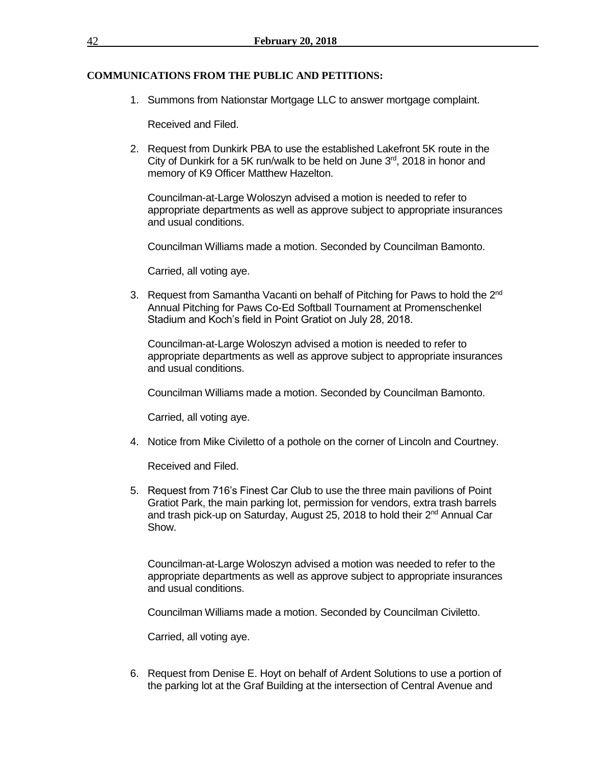**COMMUNICATIONS FROM THE PUBLIC AND PETITIONS:**

1. Summons from Nationstar Mortgage LLC to answer mortgage complaint.

   Received and Filed.

2. Request from Dunkirk PBA to use the established Lakefront 5K route in the City of Dunkirk for a 5K run/walk to be held on June 3rd, 2018 in honor and memory of K9 Officer Matthew Hazelton.

   Councilman-at-Large Woloszyn advised a motion is needed to refer to appropriate departments as well as approve subject to appropriate insurances and usual conditions.

   Councilman Williams made a motion. Seconded by Councilman Bamonto.

   Carried, all voting aye.

3. Request from Samantha Vacanti on behalf of Pitching for Paws to hold the 2nd Annual Pitching for Paws Co-Ed Softball Tournament at Promenschenkel Stadium and Koch's field in Point Gratiot on July 28, 2018.

   Councilman-at-Large Woloszyn advised a motion is needed to refer to appropriate departments as well as approve subject to appropriate insurances and usual conditions.

   Councilman Williams made a motion. Seconded by Councilman Bamonto.

   Carried, all voting aye.

4. Notice from Mike Civiletto of a pothole on the corner of Lincoln and Courtney.

   Received and Filed.

5. Request from 716's Finest Car Club to use the three main pavilions of Point Gratiot Park, the main parking lot, permission for vendors, extra trash barrels and trash pick-up on Saturday, August 25, 2018 to hold their 2nd Annual Car Show.

   Councilman-at-Large Woloszyn advised a motion was needed to refer to the appropriate departments as well as approve subject to appropriate insurances and usual conditions.

   Councilman Williams made a motion. Seconded by Councilman Civiletto.

   Carried, all voting aye.

6. Request from Denise E. Hoyt on behalf of Ardent Solutions to use a portion of the parking lot at the Graf Building at the intersection of Central Avenue and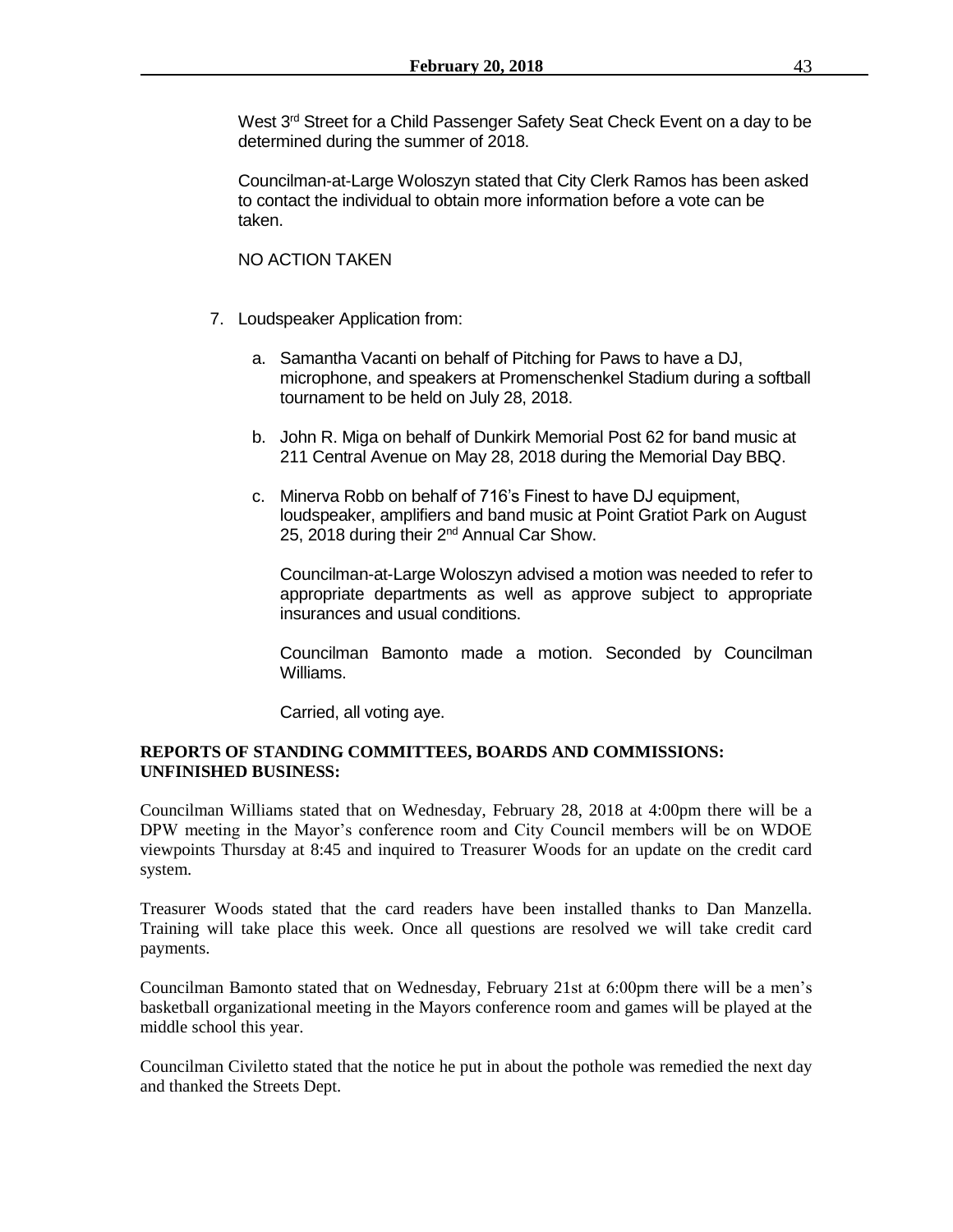West 3rd Street for a Child Passenger Safety Seat Check Event on a day to be determined during the summer of 2018.

Councilman-at-Large Woloszyn stated that City Clerk Ramos has been asked to contact the individual to obtain more information before a vote can be taken.

NO ACTION TAKEN

7. Loudspeaker Application from:

   a. Samantha Vacanti on behalf of Pitching for Paws to have a DJ, microphone, and speakers at Promenschenkel Stadium during a softball tournament to be held on July 28, 2018.

   b. John R. Miga on behalf of Dunkirk Memorial Post 62 for band music at 211 Central Avenue on May 28, 2018 during the Memorial Day BBQ.

   c. Minerva Robb on behalf of 716's Finest to have DJ equipment, loudspeaker, amplifiers and band music at Point Gratiot Park on August 25, 2018 during their 2nd Annual Car Show.

   Councilman-at-Large Woloszyn advised a motion was needed to refer to appropriate departments as well as approve subject to appropriate insurances and usual conditions.

   Councilman Bamonto made a motion. Seconded by Councilman Williams.

   Carried, all voting aye.

**REPORTS OF STANDING COMMITTEES, BOARDS AND COMMISSIONS: UNFINISHED BUSINESS:**

Councilman Williams stated that on Wednesday, February 28, 2018 at 4:00pm there will be a DPW meeting in the Mayor's conference room and City Council members will be on WDOE viewpoints Thursday at 8:45 and inquired to Treasurer Woods for an update on the credit card system.

Treasurer Woods stated that the card readers have been installed thanks to Dan Manzella. Training will take place this week. Once all questions are resolved we will take credit card payments.

Councilman Bamonto stated that on Wednesday, February 21st at 6:00pm there will be a men's basketball organizational meeting in the Mayors conference room and games will be played at the middle school this year.

Councilman Civiletto stated that the notice he put in about the pothole was remedied the next day and thanked the Streets Dept.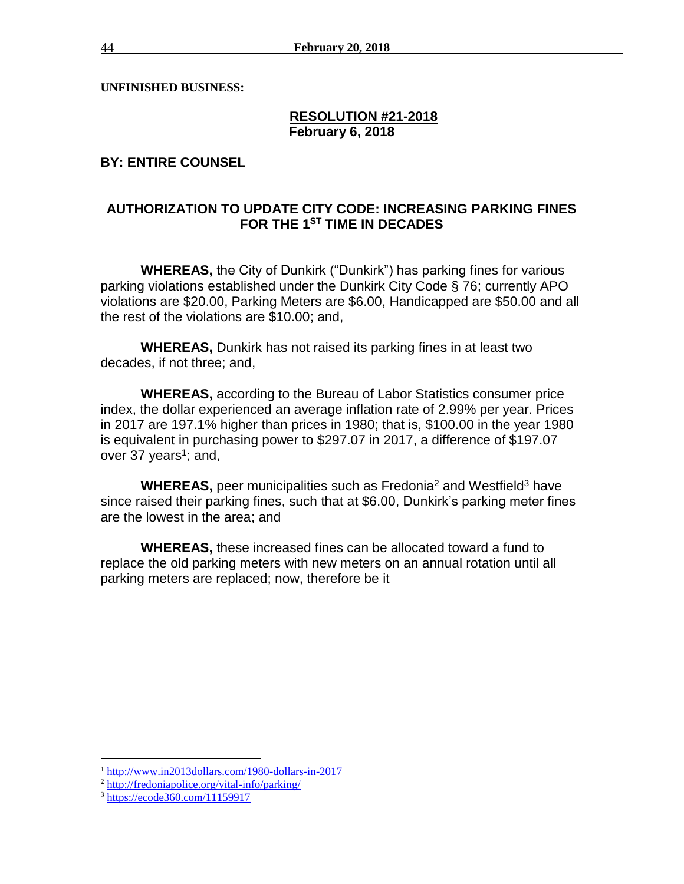**UNFINISHED BUSINESS:**

**RESOLUTION #21-2018**
**February 6, 2018**

**BY: ENTIRE COUNSEL**

## AUTHORIZATION TO UPDATE CITY CODE: INCREASING PARKING FINES FOR THE 1ST TIME IN DECADES

**WHEREAS,** the City of Dunkirk ("Dunkirk") has parking fines for various parking violations established under the Dunkirk City Code § 76; currently APO violations are $20.00, Parking Meters are $6.00, Handicapped are $50.00 and all the rest of the violations are $10.00; and,

**WHEREAS,** Dunkirk has not raised its parking fines in at least two decades, if not three; and,

**WHEREAS,** according to the Bureau of Labor Statistics consumer price index, the dollar experienced an average inflation rate of 2.99% per year. Prices in 2017 are 197.1% higher than prices in 1980; that is, $100.00 in the year 1980 is equivalent in purchasing power to $297.07 in 2017, a difference of $197.07 over 37 years[1]; and,

**WHEREAS,** peer municipalities such as Fredonia[2] and Westfield[3] have since raised their parking fines, such that at $6.00, Dunkirk's parking meter fines are the lowest in the area; and

**WHEREAS,** these increased fines can be allocated toward a fund to replace the old parking meters with new meters on an annual rotation until all parking meters are replaced; now, therefore be it

---

[1] http://www.in2013dollars.com/1980-dollars-in-2017

[2] http://fredoniapolice.org/vital-info/parking/

[3] https://ecode360.com/11159917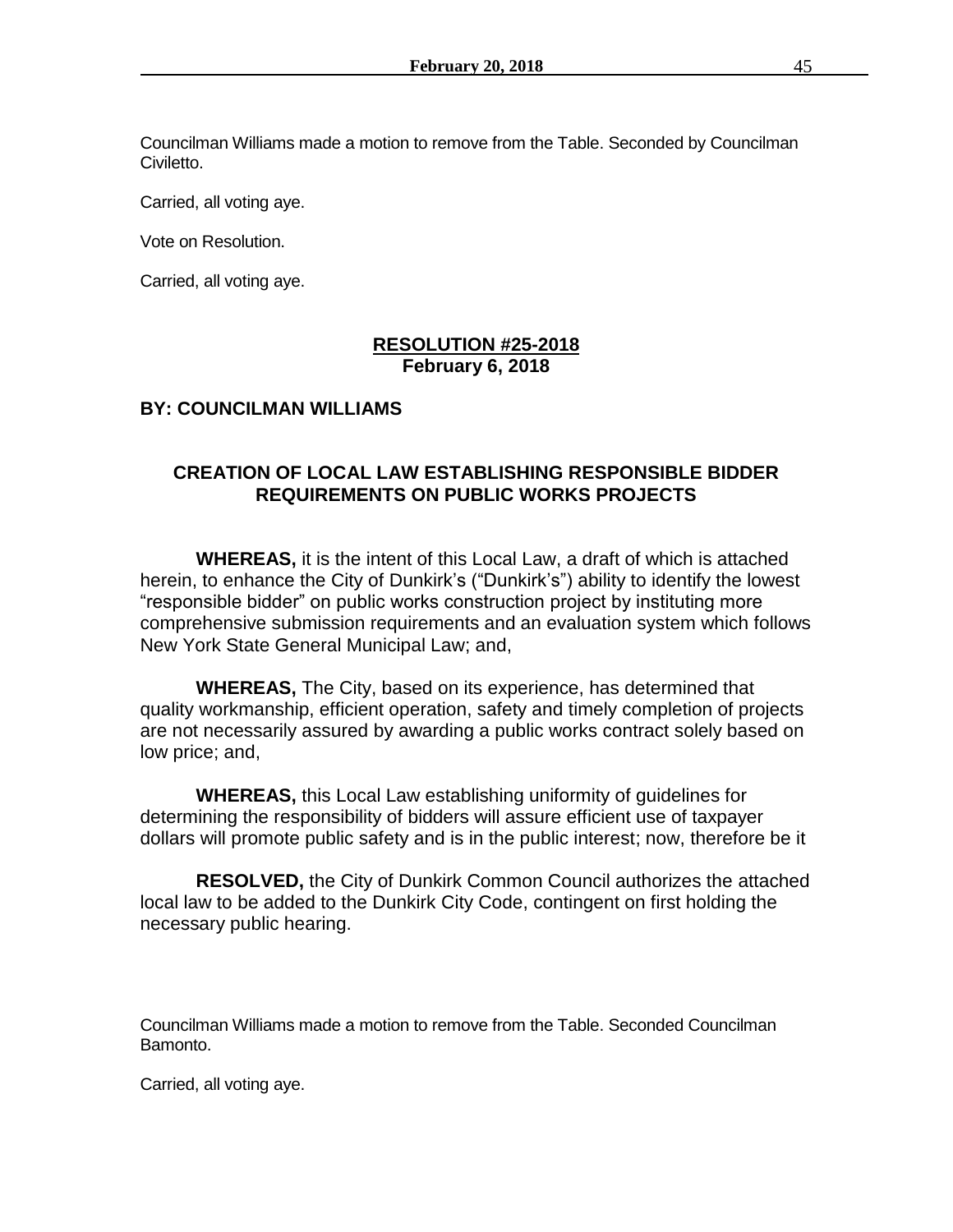Councilman Williams made a motion to remove from the Table. Seconded by Councilman Civiletto.

Carried, all voting aye.

Vote on Resolution.

Carried, all voting aye.

## RESOLUTION #25-2018
**February 6, 2018**

**BY: COUNCILMAN WILLIAMS**

### CREATION OF LOCAL LAW ESTABLISHING RESPONSIBLE BIDDER REQUIREMENTS ON PUBLIC WORKS PROJECTS

**WHEREAS,** it is the intent of this Local Law, a draft of which is attached herein, to enhance the City of Dunkirk's ("Dunkirk's") ability to identify the lowest "responsible bidder" on public works construction project by instituting more comprehensive submission requirements and an evaluation system which follows New York State General Municipal Law; and,

**WHEREAS,** The City, based on its experience, has determined that quality workmanship, efficient operation, safety and timely completion of projects are not necessarily assured by awarding a public works contract solely based on low price; and,

**WHEREAS,** this Local Law establishing uniformity of guidelines for determining the responsibility of bidders will assure efficient use of taxpayer dollars will promote public safety and is in the public interest; now, therefore be it

**RESOLVED,** the City of Dunkirk Common Council authorizes the attached local law to be added to the Dunkirk City Code, contingent on first holding the necessary public hearing.

Councilman Williams made a motion to remove from the Table. Seconded Councilman Bamonto.

Carried, all voting aye.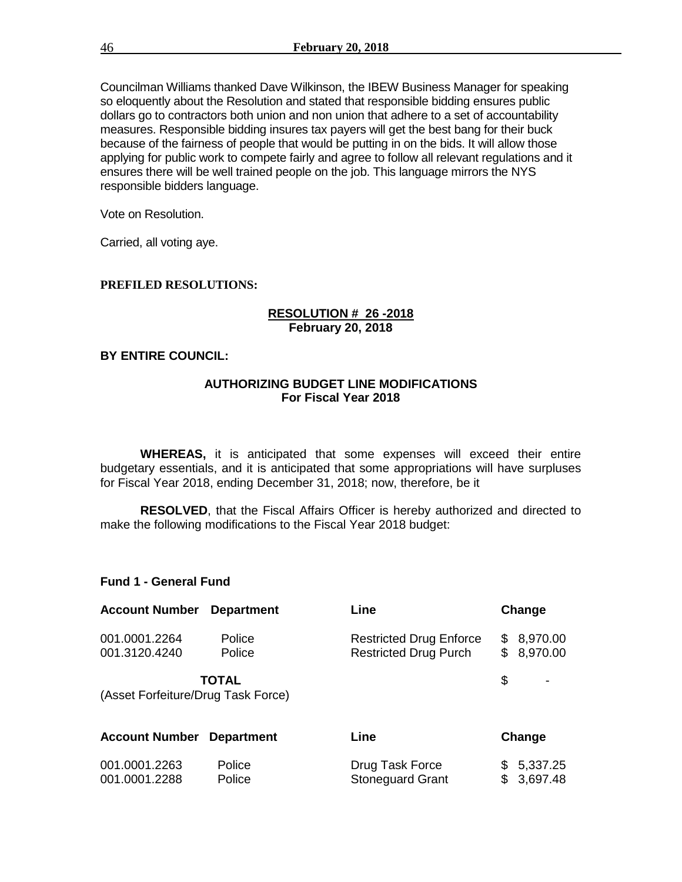Councilman Williams thanked Dave Wilkinson, the IBEW Business Manager for speaking so eloquently about the Resolution and stated that responsible bidding ensures public dollars go to contractors both union and non union that adhere to a set of accountability measures. Responsible bidding insures tax payers will get the best bang for their buck because of the fairness of people that would be putting in on the bids. It will allow those applying for public work to compete fairly and agree to follow all relevant regulations and it ensures there will be well trained people on the job. This language mirrors the NYS responsible bidders language.

Vote on Resolution.

Carried, all voting aye.

**PREFILED RESOLUTIONS:**

**RESOLUTION # 26 -2018**
**February 20, 2018**

**BY ENTIRE COUNCIL:**

**AUTHORIZING BUDGET LINE MODIFICATIONS**
**For Fiscal Year 2018**

**WHEREAS,** it is anticipated that some expenses will exceed their entire budgetary essentials, and it is anticipated that some appropriations will have surpluses for Fiscal Year 2018, ending December 31, 2018; now, therefore, be it

**RESOLVED**, that the Fiscal Affairs Officer is hereby authorized and directed to make the following modifications to the Fiscal Year 2018 budget:

**Fund 1 - General Fund**

| Account Number | Department | Line | Change |
|---|---|---|---|
| 001.0001.2264 | Police | Restricted Drug Enforce | $ 8,970.00 |
| 001.3120.4240 | Police | Restricted Drug Purch | $ 8,970.00 |
| **TOTAL** (Asset Forfeiture/Drug Task Force) | | | $ - |

| Account Number | Department | Line | Change |
|---|---|---|---|
| 001.0001.2263 | Police | Drug Task Force | $ 5,337.25 |
| 001.0001.2288 | Police | Stoneguard Grant | $ 3,697.48 |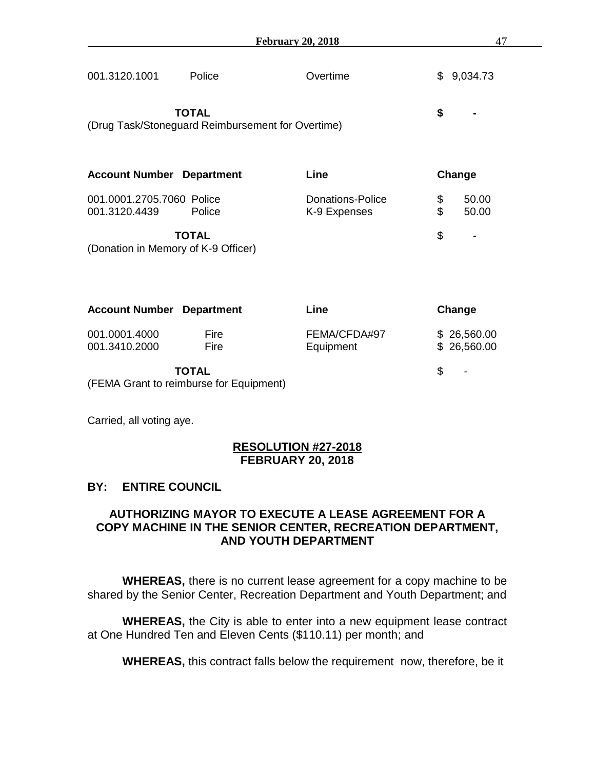| | | | |
|---|---|---|---|
| 001.3120.1001 | Police | Overtime | $ 9,034.73 |
| **TOTAL** | | | **$ -** |

(Drug Task/Stoneguard Reimbursement for Overtime)

| Account Number | Department | Line | Change |
|---|---|---|---|
| 001.0001.2705.7060 | Police | Donations-Police | $ 50.00 |
| 001.3120.4439 | Police | K-9 Expenses | $ 50.00 |
| **TOTAL** | | | $ - |

(Donation in Memory of K-9 Officer)

| Account Number | Department | Line | Change |
|---|---|---|---|
| 001.0001.4000 | Fire | FEMA/CFDA#97 | $ 26,560.00 |
| 001.3410.2000 | Fire | Equipment | $ 26,560.00 |
| **TOTAL** | | | $ - |

(FEMA Grant to reimburse for Equipment)

Carried, all voting aye.

**RESOLUTION #27-2018**
**FEBRUARY 20, 2018**

**BY: ENTIRE COUNCIL**

**AUTHORIZING MAYOR TO EXECUTE A LEASE AGREEMENT FOR A COPY MACHINE IN THE SENIOR CENTER, RECREATION DEPARTMENT, AND YOUTH DEPARTMENT**

**WHEREAS,** there is no current lease agreement for a copy machine to be shared by the Senior Center, Recreation Department and Youth Department; and

**WHEREAS,** the City is able to enter into a new equipment lease contract at One Hundred Ten and Eleven Cents ($110.11) per month; and

**WHEREAS,** this contract falls below the requirement now, therefore, be it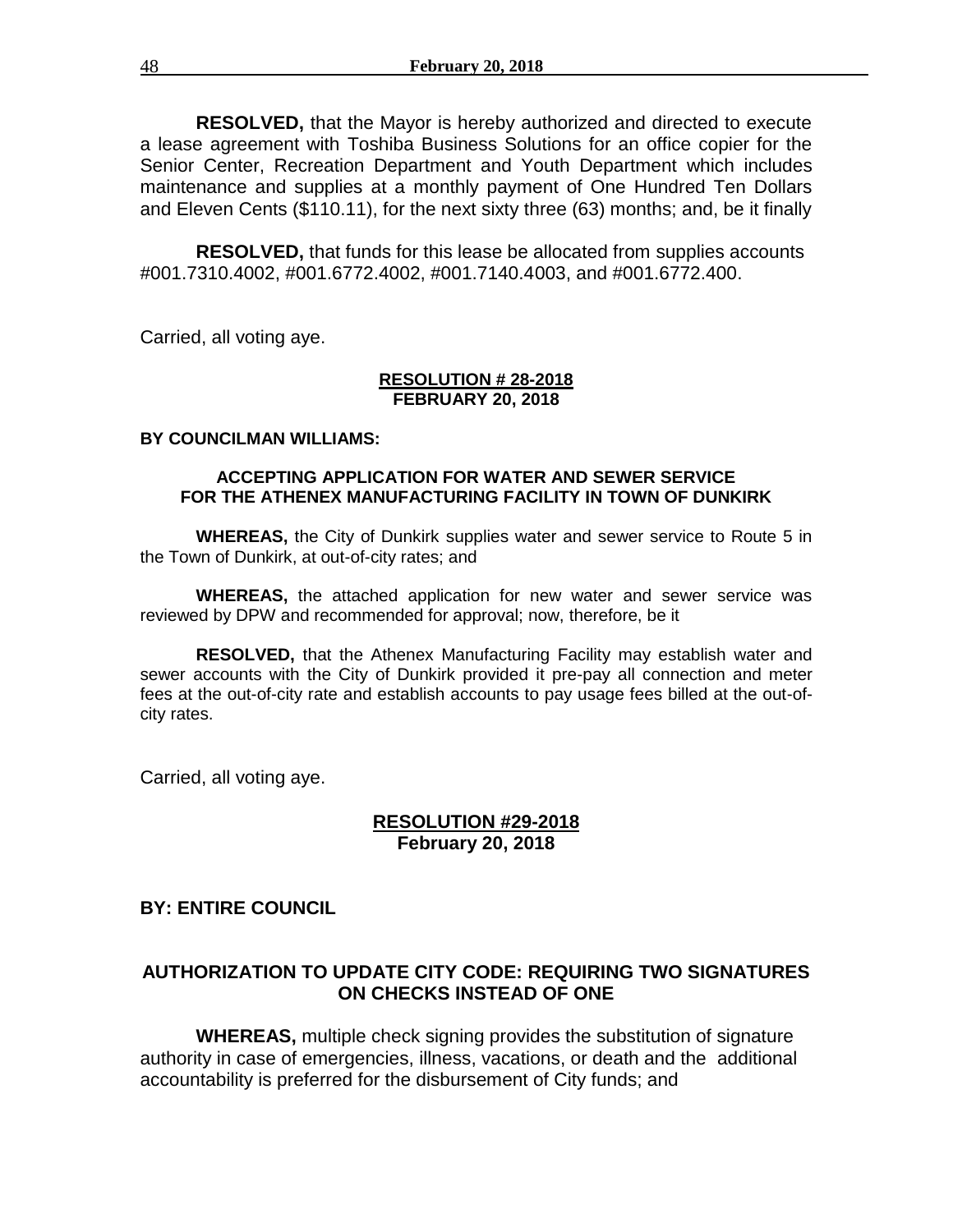**RESOLVED,** that the Mayor is hereby authorized and directed to execute a lease agreement with Toshiba Business Solutions for an office copier for the Senior Center, Recreation Department and Youth Department which includes maintenance and supplies at a monthly payment of One Hundred Ten Dollars and Eleven Cents ($110.11), for the next sixty three (63) months; and, be it finally

**RESOLVED,** that funds for this lease be allocated from supplies accounts #001.7310.4002, #001.6772.4002, #001.7140.4003, and #001.6772.400.

Carried, all voting aye.

**RESOLUTION # 28-2018**
**FEBRUARY 20, 2018**

**BY COUNCILMAN WILLIAMS:**

**ACCEPTING APPLICATION FOR WATER AND SEWER SERVICE FOR THE ATHENEX MANUFACTURING FACILITY IN TOWN OF DUNKIRK**

**WHEREAS,** the City of Dunkirk supplies water and sewer service to Route 5 in the Town of Dunkirk, at out-of-city rates; and

**WHEREAS,** the attached application for new water and sewer service was reviewed by DPW and recommended for approval; now, therefore, be it

**RESOLVED,** that the Athenex Manufacturing Facility may establish water and sewer accounts with the City of Dunkirk provided it pre-pay all connection and meter fees at the out-of-city rate and establish accounts to pay usage fees billed at the out-of-city rates.

Carried, all voting aye.

**RESOLUTION #29-2018**
**February 20, 2018**

**BY: ENTIRE COUNCIL**

**AUTHORIZATION TO UPDATE CITY CODE: REQUIRING TWO SIGNATURES ON CHECKS INSTEAD OF ONE**

**WHEREAS,** multiple check signing provides the substitution of signature authority in case of emergencies, illness, vacations, or death and the additional accountability is preferred for the disbursement of City funds; and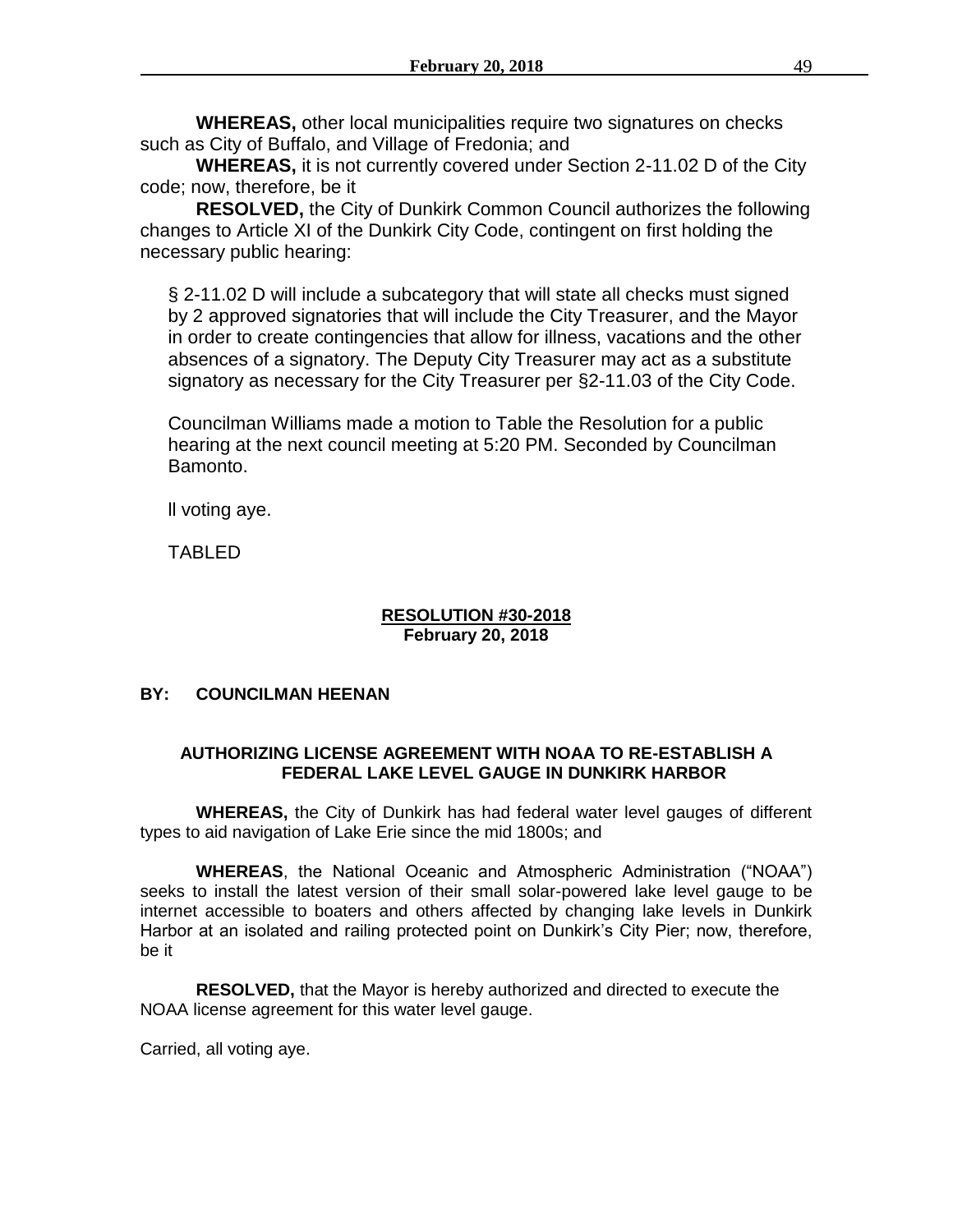**WHEREAS,** other local municipalities require two signatures on checks such as City of Buffalo, and Village of Fredonia; and

**WHEREAS,** it is not currently covered under Section 2-11.02 D of the City code; now, therefore, be it

**RESOLVED,** the City of Dunkirk Common Council authorizes the following changes to Article XI of the Dunkirk City Code, contingent on first holding the necessary public hearing:

§ 2-11.02 D will include a subcategory that will state all checks must signed by 2 approved signatories that will include the City Treasurer, and the Mayor in order to create contingencies that allow for illness, vacations and the other absences of a signatory. The Deputy City Treasurer may act as a substitute signatory as necessary for the City Treasurer per §2-11.03 of the City Code.

Councilman Williams made a motion to Table the Resolution for a public hearing at the next council meeting at 5:20 PM. Seconded by Councilman Bamonto.

ll voting aye.

TABLED

**RESOLUTION #30-2018**
**February 20, 2018**

**BY: COUNCILMAN HEENAN**

**AUTHORIZING LICENSE AGREEMENT WITH NOAA TO RE-ESTABLISH A FEDERAL LAKE LEVEL GAUGE IN DUNKIRK HARBOR**

**WHEREAS,** the City of Dunkirk has had federal water level gauges of different types to aid navigation of Lake Erie since the mid 1800s; and

**WHEREAS**, the National Oceanic and Atmospheric Administration ("NOAA") seeks to install the latest version of their small solar-powered lake level gauge to be internet accessible to boaters and others affected by changing lake levels in Dunkirk Harbor at an isolated and railing protected point on Dunkirk's City Pier; now, therefore, be it

**RESOLVED,** that the Mayor is hereby authorized and directed to execute the NOAA license agreement for this water level gauge.

Carried, all voting aye.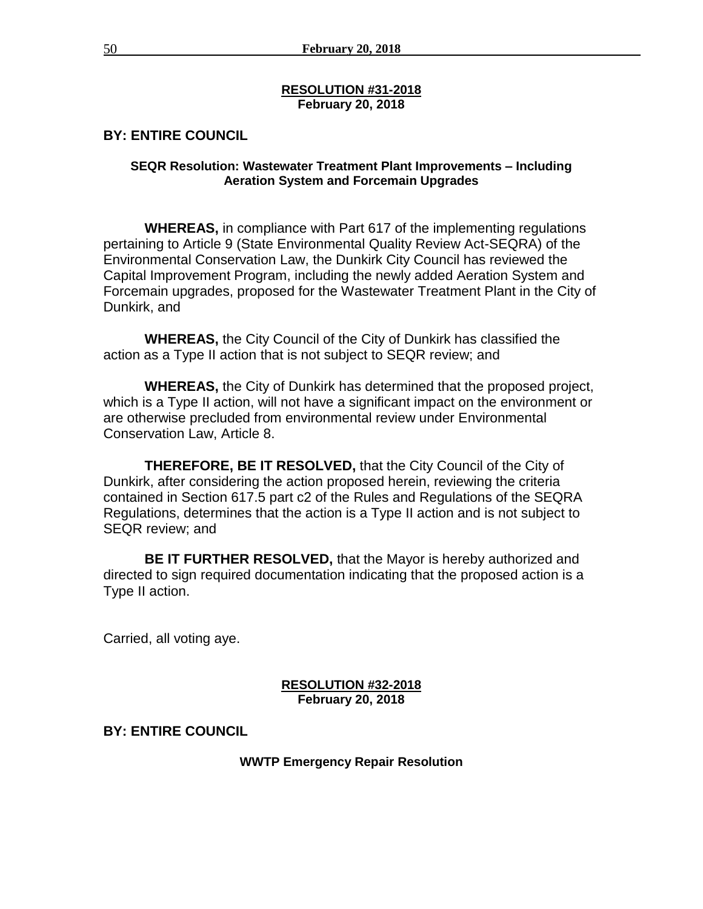**RESOLUTION #31-2018**
**February 20, 2018**

**BY: ENTIRE COUNCIL**

**SEQR Resolution: Wastewater Treatment Plant Improvements – Including Aeration System and Forcemain Upgrades**

**WHEREAS,** in compliance with Part 617 of the implementing regulations pertaining to Article 9 (State Environmental Quality Review Act-SEQRA) of the Environmental Conservation Law, the Dunkirk City Council has reviewed the Capital Improvement Program, including the newly added Aeration System and Forcemain upgrades, proposed for the Wastewater Treatment Plant in the City of Dunkirk, and

**WHEREAS,** the City Council of the City of Dunkirk has classified the action as a Type II action that is not subject to SEQR review; and

**WHEREAS,** the City of Dunkirk has determined that the proposed project, which is a Type II action, will not have a significant impact on the environment or are otherwise precluded from environmental review under Environmental Conservation Law, Article 8.

**THEREFORE, BE IT RESOLVED,** that the City Council of the City of Dunkirk, after considering the action proposed herein, reviewing the criteria contained in Section 617.5 part c2 of the Rules and Regulations of the SEQRA Regulations, determines that the action is a Type II action and is not subject to SEQR review; and

**BE IT FURTHER RESOLVED,** that the Mayor is hereby authorized and directed to sign required documentation indicating that the proposed action is a Type II action.

Carried, all voting aye.

**RESOLUTION #32-2018**
**February 20, 2018**

**BY: ENTIRE COUNCIL**

**WWTP Emergency Repair Resolution**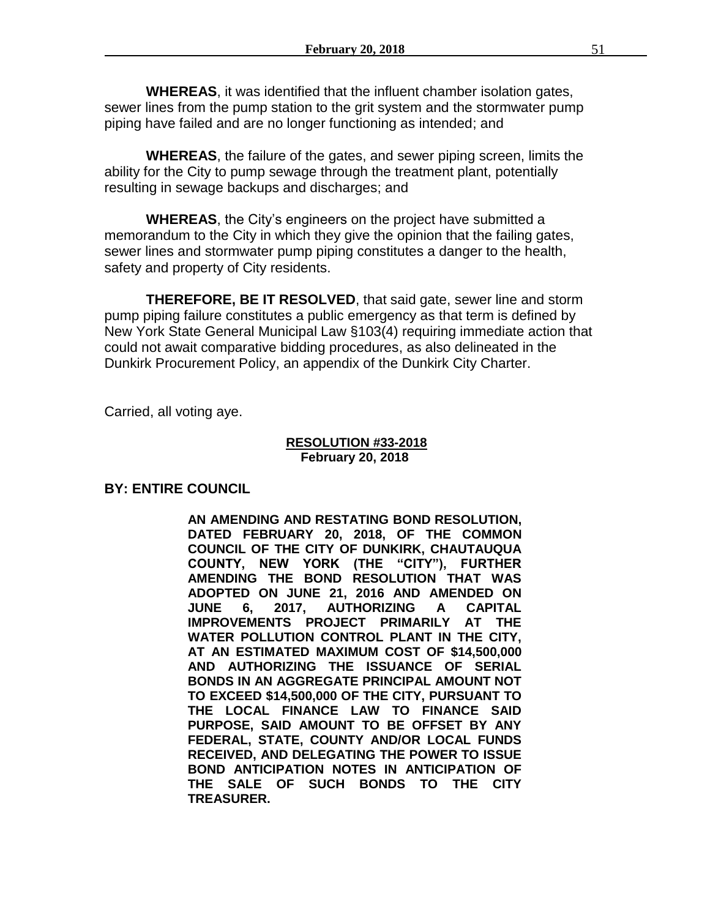**WHEREAS**, it was identified that the influent chamber isolation gates, sewer lines from the pump station to the grit system and the stormwater pump piping have failed and are no longer functioning as intended; and

**WHEREAS**, the failure of the gates, and sewer piping screen, limits the ability for the City to pump sewage through the treatment plant, potentially resulting in sewage backups and discharges; and

**WHEREAS**, the City's engineers on the project have submitted a memorandum to the City in which they give the opinion that the failing gates, sewer lines and stormwater pump piping constitutes a danger to the health, safety and property of City residents.

**THEREFORE, BE IT RESOLVED**, that said gate, sewer line and storm pump piping failure constitutes a public emergency as that term is defined by New York State General Municipal Law §103(4) requiring immediate action that could not await comparative bidding procedures, as also delineated in the Dunkirk Procurement Policy, an appendix of the Dunkirk City Charter.

Carried, all voting aye.

**RESOLUTION #33-2018**
**February 20, 2018**

**BY: ENTIRE COUNCIL**

**AN AMENDING AND RESTATING BOND RESOLUTION, DATED FEBRUARY 20, 2018, OF THE COMMON COUNCIL OF THE CITY OF DUNKIRK, CHAUTAUQUA COUNTY, NEW YORK (THE "CITY"), FURTHER AMENDING THE BOND RESOLUTION THAT WAS ADOPTED ON JUNE 21, 2016 AND AMENDED ON JUNE 6, 2017, AUTHORIZING A CAPITAL IMPROVEMENTS PROJECT PRIMARILY AT THE WATER POLLUTION CONTROL PLANT IN THE CITY, AT AN ESTIMATED MAXIMUM COST OF $14,500,000 AND AUTHORIZING THE ISSUANCE OF SERIAL BONDS IN AN AGGREGATE PRINCIPAL AMOUNT NOT TO EXCEED $14,500,000 OF THE CITY, PURSUANT TO THE LOCAL FINANCE LAW TO FINANCE SAID PURPOSE, SAID AMOUNT TO BE OFFSET BY ANY FEDERAL, STATE, COUNTY AND/OR LOCAL FUNDS RECEIVED, AND DELEGATING THE POWER TO ISSUE BOND ANTICIPATION NOTES IN ANTICIPATION OF THE SALE OF SUCH BONDS TO THE CITY TREASURER.**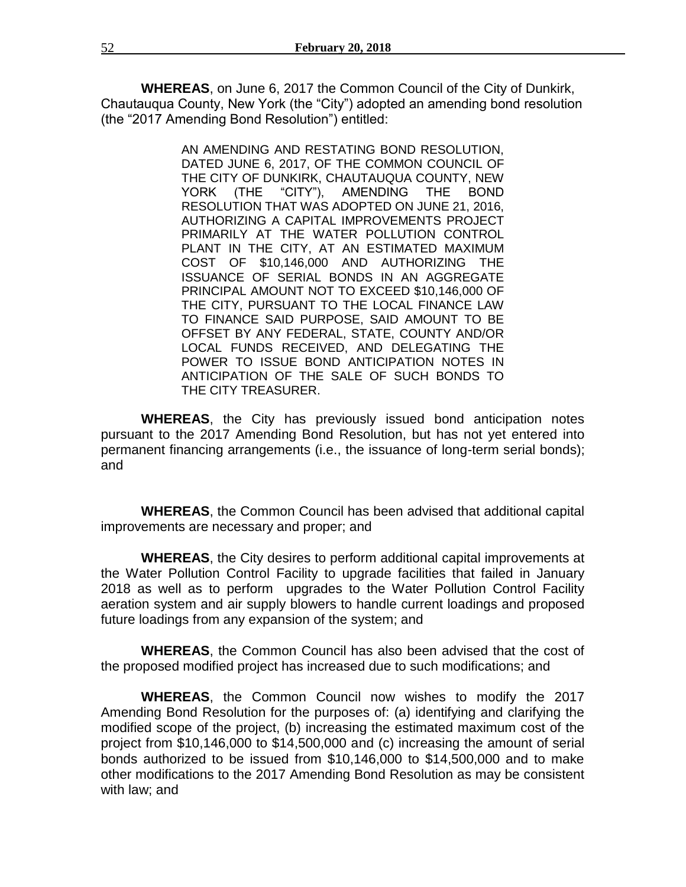**WHEREAS**, on June 6, 2017 the Common Council of the City of Dunkirk, Chautauqua County, New York (the "City") adopted an amending bond resolution (the "2017 Amending Bond Resolution") entitled:

> AN AMENDING AND RESTATING BOND RESOLUTION, DATED JUNE 6, 2017, OF THE COMMON COUNCIL OF THE CITY OF DUNKIRK, CHAUTAUQUA COUNTY, NEW YORK (THE "CITY"), AMENDING THE BOND RESOLUTION THAT WAS ADOPTED ON JUNE 21, 2016, AUTHORIZING A CAPITAL IMPROVEMENTS PROJECT PRIMARILY AT THE WATER POLLUTION CONTROL PLANT IN THE CITY, AT AN ESTIMATED MAXIMUM COST OF $10,146,000 AND AUTHORIZING THE ISSUANCE OF SERIAL BONDS IN AN AGGREGATE PRINCIPAL AMOUNT NOT TO EXCEED $10,146,000 OF THE CITY, PURSUANT TO THE LOCAL FINANCE LAW TO FINANCE SAID PURPOSE, SAID AMOUNT TO BE OFFSET BY ANY FEDERAL, STATE, COUNTY AND/OR LOCAL FUNDS RECEIVED, AND DELEGATING THE POWER TO ISSUE BOND ANTICIPATION NOTES IN ANTICIPATION OF THE SALE OF SUCH BONDS TO THE CITY TREASURER.

**WHEREAS**, the City has previously issued bond anticipation notes pursuant to the 2017 Amending Bond Resolution, but has not yet entered into permanent financing arrangements (i.e., the issuance of long-term serial bonds); and

**WHEREAS**, the Common Council has been advised that additional capital improvements are necessary and proper; and

**WHEREAS**, the City desires to perform additional capital improvements at the Water Pollution Control Facility to upgrade facilities that failed in January 2018 as well as to perform upgrades to the Water Pollution Control Facility aeration system and air supply blowers to handle current loadings and proposed future loadings from any expansion of the system; and

**WHEREAS**, the Common Council has also been advised that the cost of the proposed modified project has increased due to such modifications; and

**WHEREAS**, the Common Council now wishes to modify the 2017 Amending Bond Resolution for the purposes of: (a) identifying and clarifying the modified scope of the project, (b) increasing the estimated maximum cost of the project from $10,146,000 to $14,500,000 and (c) increasing the amount of serial bonds authorized to be issued from $10,146,000 to $14,500,000 and to make other modifications to the 2017 Amending Bond Resolution as may be consistent with law; and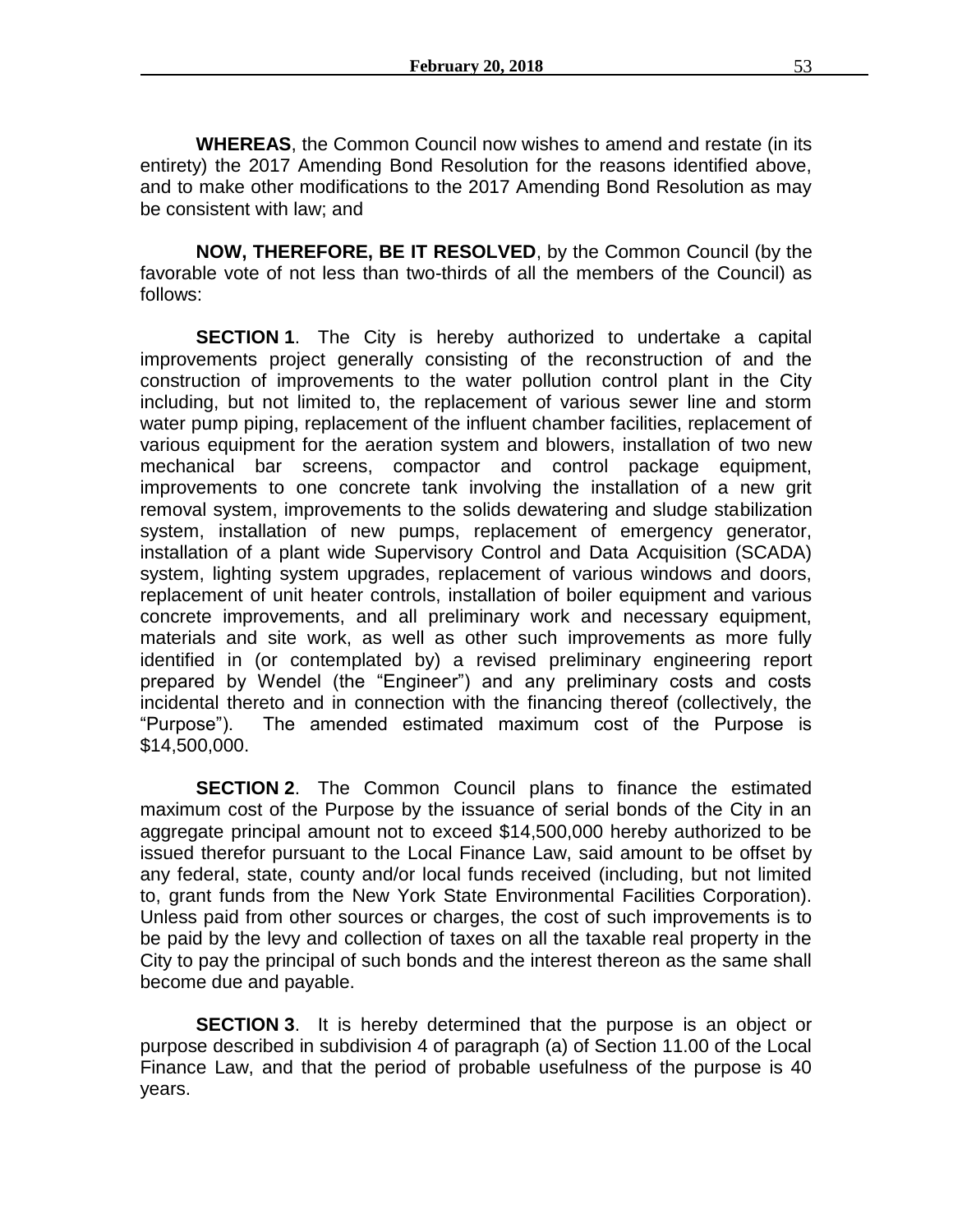**WHEREAS**, the Common Council now wishes to amend and restate (in its entirety) the 2017 Amending Bond Resolution for the reasons identified above, and to make other modifications to the 2017 Amending Bond Resolution as may be consistent with law; and

**NOW, THEREFORE, BE IT RESOLVED**, by the Common Council (by the favorable vote of not less than two-thirds of all the members of the Council) as follows:

**SECTION 1**. The City is hereby authorized to undertake a capital improvements project generally consisting of the reconstruction of and the construction of improvements to the water pollution control plant in the City including, but not limited to, the replacement of various sewer line and storm water pump piping, replacement of the influent chamber facilities, replacement of various equipment for the aeration system and blowers, installation of two new mechanical bar screens, compactor and control package equipment, improvements to one concrete tank involving the installation of a new grit removal system, improvements to the solids dewatering and sludge stabilization system, installation of new pumps, replacement of emergency generator, installation of a plant wide Supervisory Control and Data Acquisition (SCADA) system, lighting system upgrades, replacement of various windows and doors, replacement of unit heater controls, installation of boiler equipment and various concrete improvements, and all preliminary work and necessary equipment, materials and site work, as well as other such improvements as more fully identified in (or contemplated by) a revised preliminary engineering report prepared by Wendel (the "Engineer") and any preliminary costs and costs incidental thereto and in connection with the financing thereof (collectively, the "Purpose"). The amended estimated maximum cost of the Purpose is $14,500,000.

**SECTION 2**. The Common Council plans to finance the estimated maximum cost of the Purpose by the issuance of serial bonds of the City in an aggregate principal amount not to exceed $14,500,000 hereby authorized to be issued therefor pursuant to the Local Finance Law, said amount to be offset by any federal, state, county and/or local funds received (including, but not limited to, grant funds from the New York State Environmental Facilities Corporation). Unless paid from other sources or charges, the cost of such improvements is to be paid by the levy and collection of taxes on all the taxable real property in the City to pay the principal of such bonds and the interest thereon as the same shall become due and payable.

**SECTION 3**. It is hereby determined that the purpose is an object or purpose described in subdivision 4 of paragraph (a) of Section 11.00 of the Local Finance Law, and that the period of probable usefulness of the purpose is 40 years.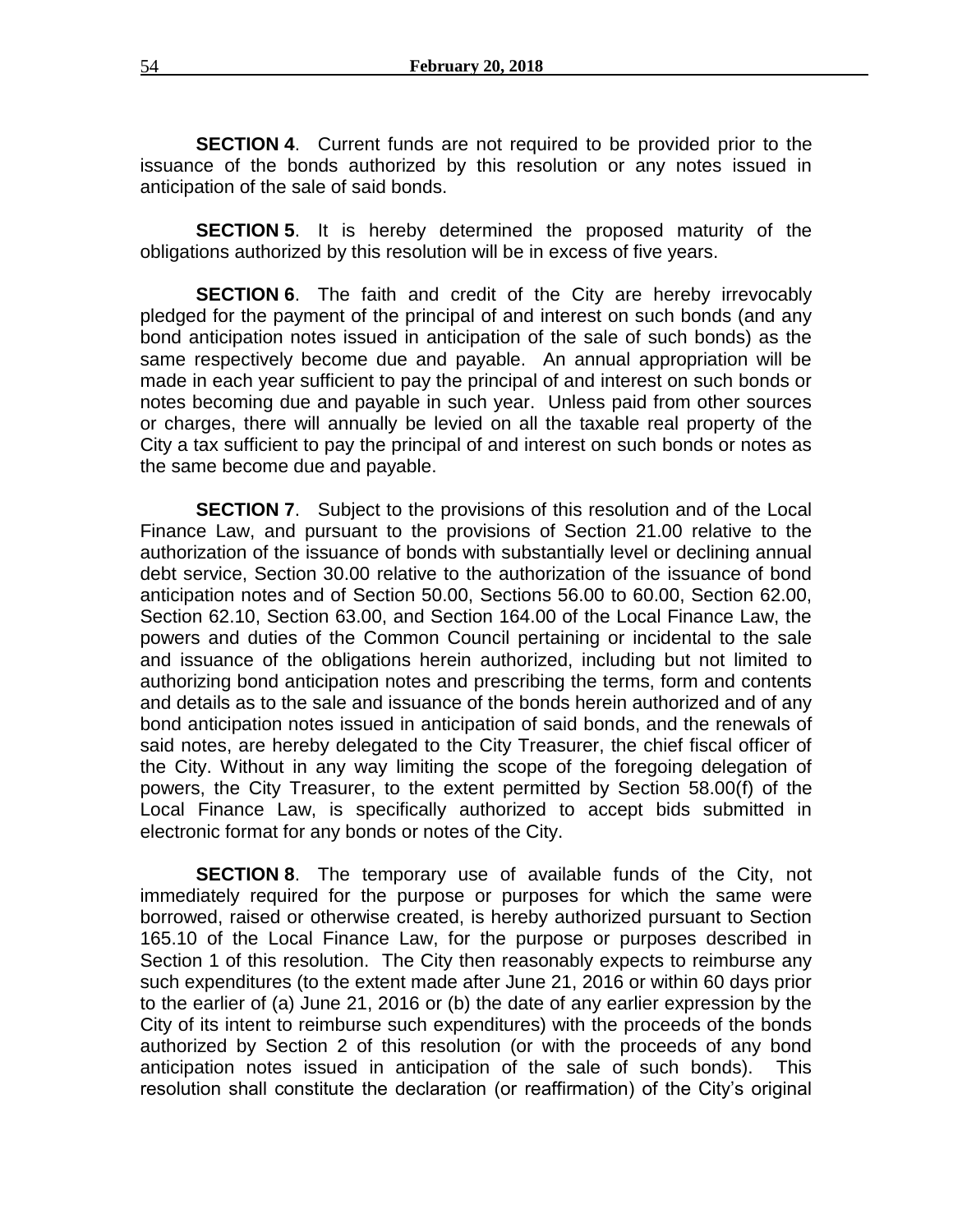**SECTION 4**. Current funds are not required to be provided prior to the issuance of the bonds authorized by this resolution or any notes issued in anticipation of the sale of said bonds.

**SECTION 5**. It is hereby determined the proposed maturity of the obligations authorized by this resolution will be in excess of five years.

**SECTION 6**. The faith and credit of the City are hereby irrevocably pledged for the payment of the principal of and interest on such bonds (and any bond anticipation notes issued in anticipation of the sale of such bonds) as the same respectively become due and payable. An annual appropriation will be made in each year sufficient to pay the principal of and interest on such bonds or notes becoming due and payable in such year. Unless paid from other sources or charges, there will annually be levied on all the taxable real property of the City a tax sufficient to pay the principal of and interest on such bonds or notes as the same become due and payable.

**SECTION 7**. Subject to the provisions of this resolution and of the Local Finance Law, and pursuant to the provisions of Section 21.00 relative to the authorization of the issuance of bonds with substantially level or declining annual debt service, Section 30.00 relative to the authorization of the issuance of bond anticipation notes and of Section 50.00, Sections 56.00 to 60.00, Section 62.00, Section 62.10, Section 63.00, and Section 164.00 of the Local Finance Law, the powers and duties of the Common Council pertaining or incidental to the sale and issuance of the obligations herein authorized, including but not limited to authorizing bond anticipation notes and prescribing the terms, form and contents and details as to the sale and issuance of the bonds herein authorized and of any bond anticipation notes issued in anticipation of said bonds, and the renewals of said notes, are hereby delegated to the City Treasurer, the chief fiscal officer of the City. Without in any way limiting the scope of the foregoing delegation of powers, the City Treasurer, to the extent permitted by Section 58.00(f) of the Local Finance Law, is specifically authorized to accept bids submitted in electronic format for any bonds or notes of the City.

**SECTION 8**. The temporary use of available funds of the City, not immediately required for the purpose or purposes for which the same were borrowed, raised or otherwise created, is hereby authorized pursuant to Section 165.10 of the Local Finance Law, for the purpose or purposes described in Section 1 of this resolution. The City then reasonably expects to reimburse any such expenditures (to the extent made after June 21, 2016 or within 60 days prior to the earlier of (a) June 21, 2016 or (b) the date of any earlier expression by the City of its intent to reimburse such expenditures) with the proceeds of the bonds authorized by Section 2 of this resolution (or with the proceeds of any bond anticipation notes issued in anticipation of the sale of such bonds). This resolution shall constitute the declaration (or reaffirmation) of the City's original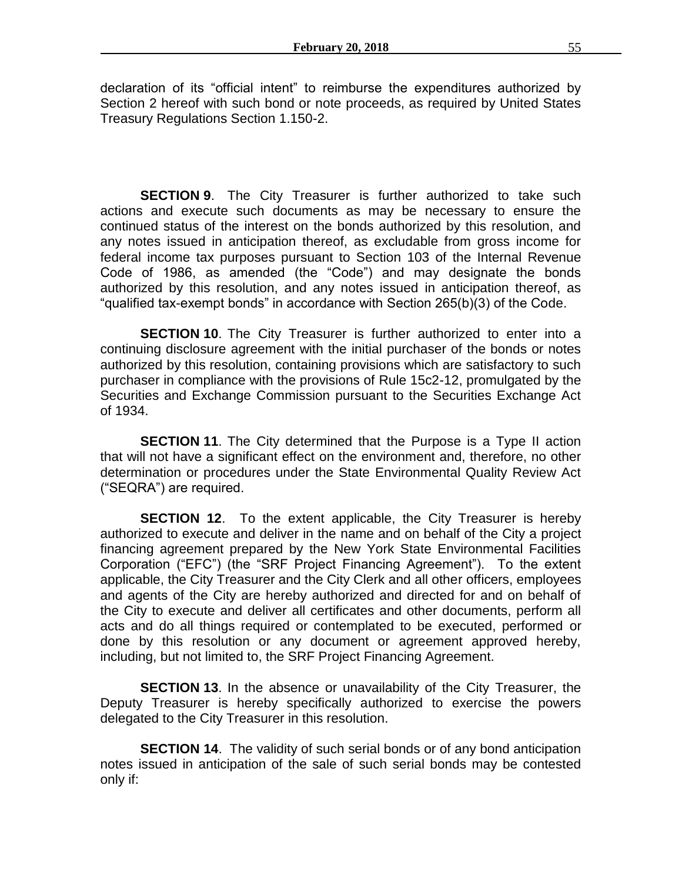declaration of its "official intent" to reimburse the expenditures authorized by Section 2 hereof with such bond or note proceeds, as required by United States Treasury Regulations Section 1.150-2.

**SECTION 9**. The City Treasurer is further authorized to take such actions and execute such documents as may be necessary to ensure the continued status of the interest on the bonds authorized by this resolution, and any notes issued in anticipation thereof, as excludable from gross income for federal income tax purposes pursuant to Section 103 of the Internal Revenue Code of 1986, as amended (the "Code") and may designate the bonds authorized by this resolution, and any notes issued in anticipation thereof, as "qualified tax-exempt bonds" in accordance with Section 265(b)(3) of the Code.

**SECTION 10**. The City Treasurer is further authorized to enter into a continuing disclosure agreement with the initial purchaser of the bonds or notes authorized by this resolution, containing provisions which are satisfactory to such purchaser in compliance with the provisions of Rule 15c2-12, promulgated by the Securities and Exchange Commission pursuant to the Securities Exchange Act of 1934.

**SECTION 11**. The City determined that the Purpose is a Type II action that will not have a significant effect on the environment and, therefore, no other determination or procedures under the State Environmental Quality Review Act ("SEQRA") are required.

**SECTION 12**. To the extent applicable, the City Treasurer is hereby authorized to execute and deliver in the name and on behalf of the City a project financing agreement prepared by the New York State Environmental Facilities Corporation ("EFC") (the "SRF Project Financing Agreement"). To the extent applicable, the City Treasurer and the City Clerk and all other officers, employees and agents of the City are hereby authorized and directed for and on behalf of the City to execute and deliver all certificates and other documents, perform all acts and do all things required or contemplated to be executed, performed or done by this resolution or any document or agreement approved hereby, including, but not limited to, the SRF Project Financing Agreement.

**SECTION 13**. In the absence or unavailability of the City Treasurer, the Deputy Treasurer is hereby specifically authorized to exercise the powers delegated to the City Treasurer in this resolution.

**SECTION 14**. The validity of such serial bonds or of any bond anticipation notes issued in anticipation of the sale of such serial bonds may be contested only if: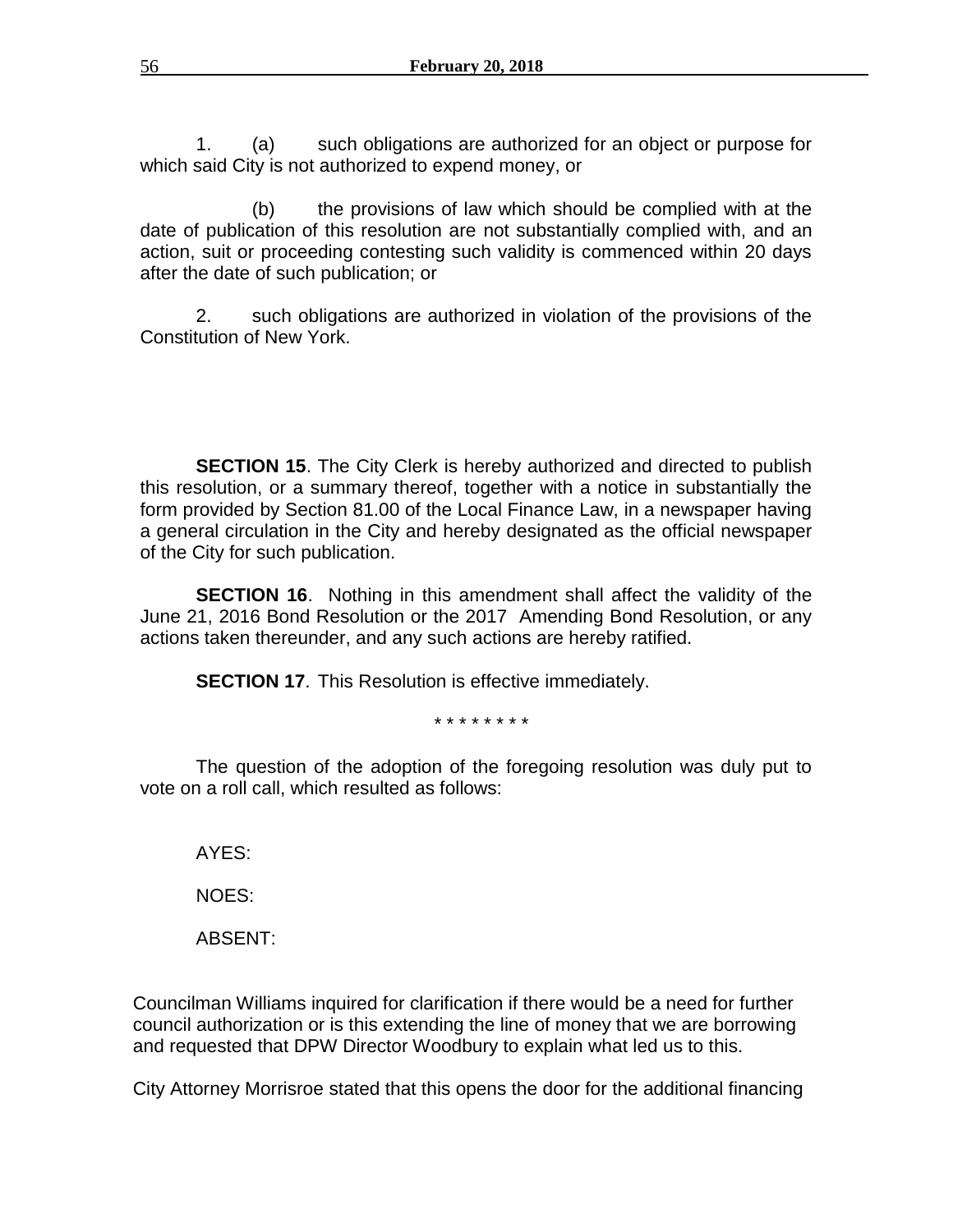1. (a) such obligations are authorized for an object or purpose for which said City is not authorized to expend money, or

(b) the provisions of law which should be complied with at the date of publication of this resolution are not substantially complied with, and an action, suit or proceeding contesting such validity is commenced within 20 days after the date of such publication; or

2. such obligations are authorized in violation of the provisions of the Constitution of New York.

**SECTION 15**. The City Clerk is hereby authorized and directed to publish this resolution, or a summary thereof, together with a notice in substantially the form provided by Section 81.00 of the Local Finance Law, in a newspaper having a general circulation in the City and hereby designated as the official newspaper of the City for such publication.

**SECTION 16**. Nothing in this amendment shall affect the validity of the June 21, 2016 Bond Resolution or the 2017 Amending Bond Resolution, or any actions taken thereunder, and any such actions are hereby ratified.

**SECTION 17**. This Resolution is effective immediately.

\* \* \* \* \* \* \* \*

The question of the adoption of the foregoing resolution was duly put to vote on a roll call, which resulted as follows:

AYES:

NOES:

ABSENT:

Councilman Williams inquired for clarification if there would be a need for further council authorization or is this extending the line of money that we are borrowing and requested that DPW Director Woodbury to explain what led us to this.

City Attorney Morrisroe stated that this opens the door for the additional financing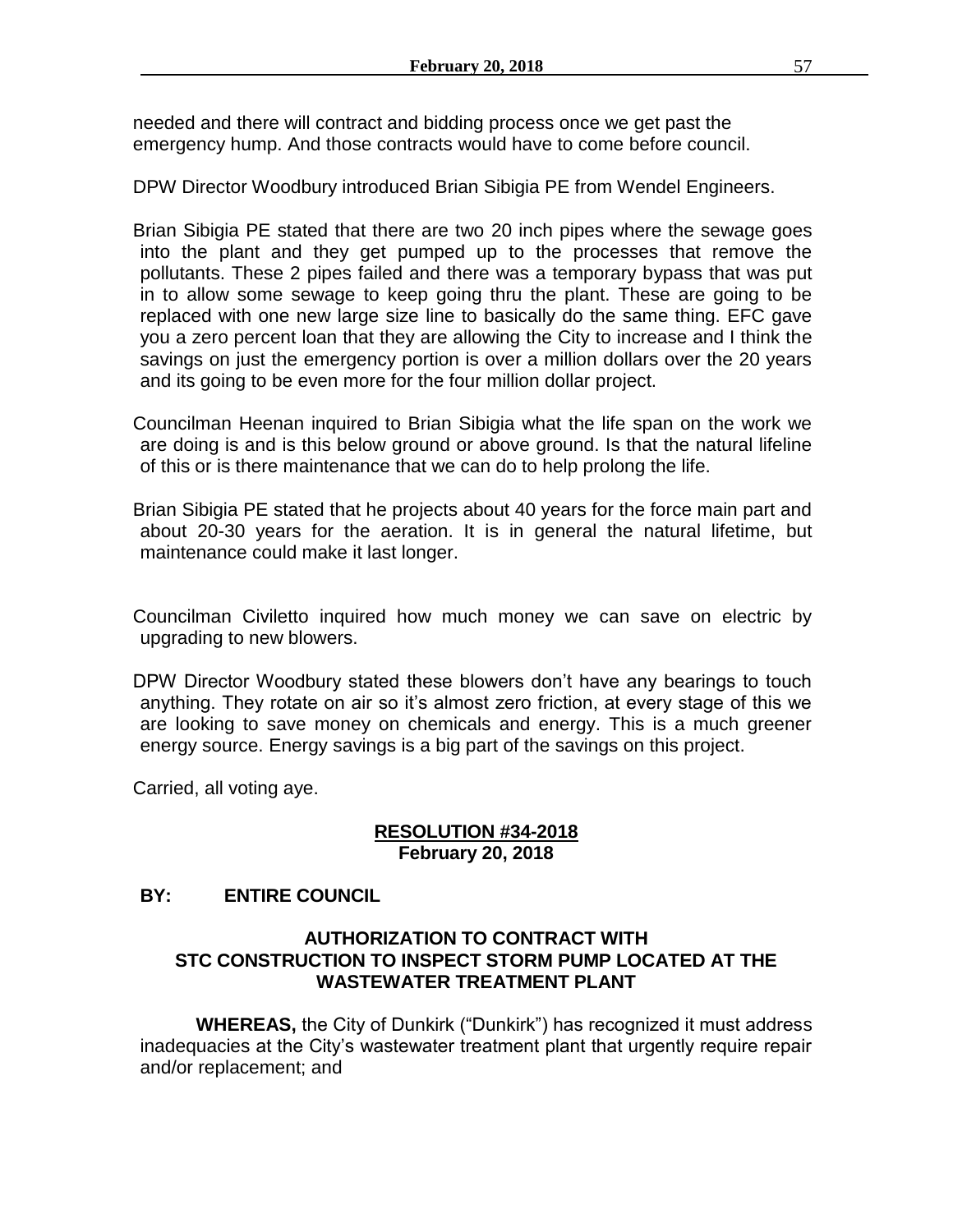needed and there will contract and bidding process once we get past the emergency hump. And those contracts would have to come before council.

DPW Director Woodbury introduced Brian Sibigia PE from Wendel Engineers.

Brian Sibigia PE stated that there are two 20 inch pipes where the sewage goes into the plant and they get pumped up to the processes that remove the pollutants. These 2 pipes failed and there was a temporary bypass that was put in to allow some sewage to keep going thru the plant. These are going to be replaced with one new large size line to basically do the same thing. EFC gave you a zero percent loan that they are allowing the City to increase and I think the savings on just the emergency portion is over a million dollars over the 20 years and its going to be even more for the four million dollar project.

Councilman Heenan inquired to Brian Sibigia what the life span on the work we are doing is and is this below ground or above ground. Is that the natural lifeline of this or is there maintenance that we can do to help prolong the life.

Brian Sibigia PE stated that he projects about 40 years for the force main part and about 20-30 years for the aeration. It is in general the natural lifetime, but maintenance could make it last longer.

Councilman Civiletto inquired how much money we can save on electric by upgrading to new blowers.

DPW Director Woodbury stated these blowers don't have any bearings to touch anything. They rotate on air so it's almost zero friction, at every stage of this we are looking to save money on chemicals and energy. This is a much greener energy source. Energy savings is a big part of the savings on this project.

Carried, all voting aye.

**RESOLUTION #34-2018**
**February 20, 2018**

**BY: ENTIRE COUNCIL**

**AUTHORIZATION TO CONTRACT WITH STC CONSTRUCTION TO INSPECT STORM PUMP LOCATED AT THE WASTEWATER TREATMENT PLANT**

**WHEREAS,** the City of Dunkirk ("Dunkirk") has recognized it must address inadequacies at the City's wastewater treatment plant that urgently require repair and/or replacement; and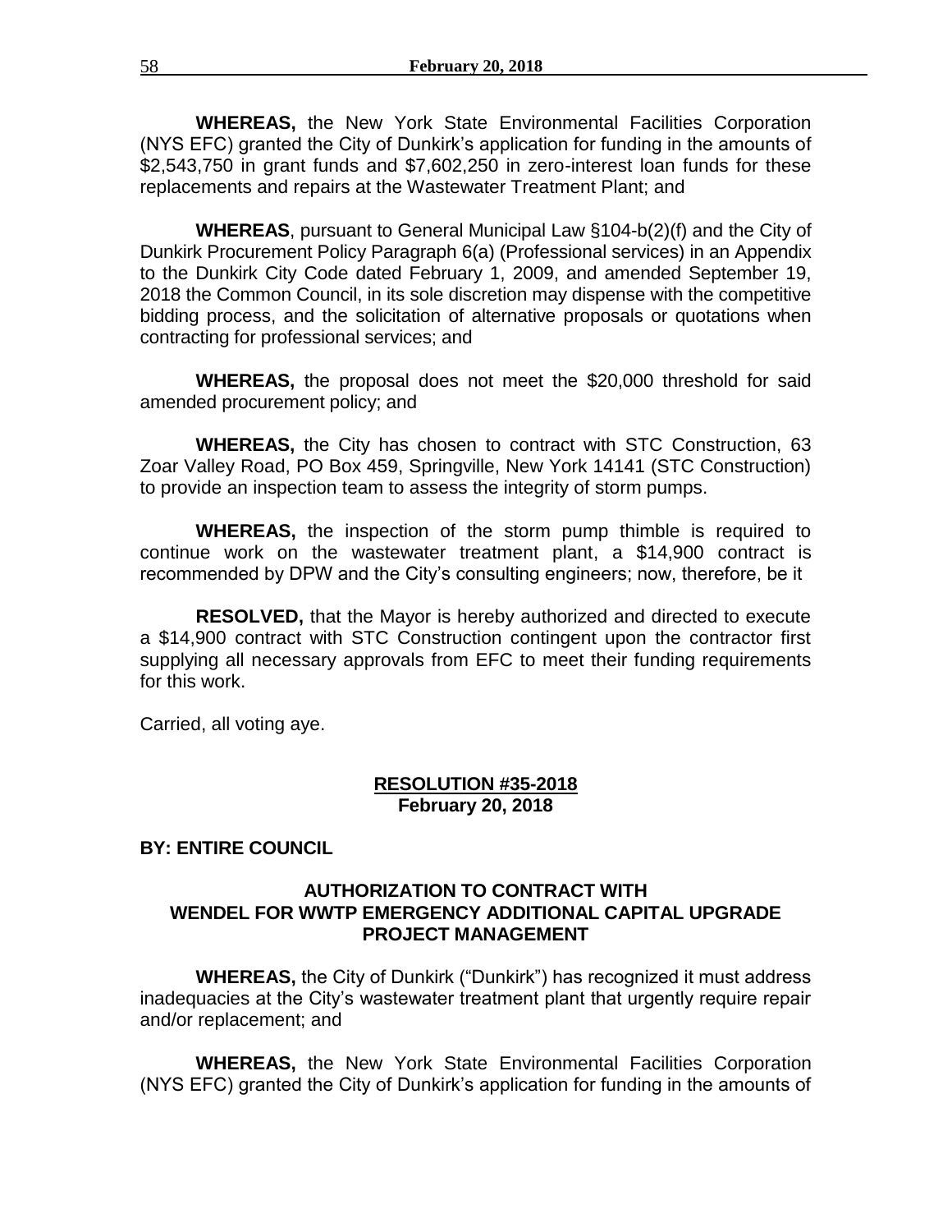**WHEREAS,** the New York State Environmental Facilities Corporation (NYS EFC) granted the City of Dunkirk's application for funding in the amounts of $2,543,750 in grant funds and $7,602,250 in zero-interest loan funds for these replacements and repairs at the Wastewater Treatment Plant; and

**WHEREAS**, pursuant to General Municipal Law §104-b(2)(f) and the City of Dunkirk Procurement Policy Paragraph 6(a) (Professional services) in an Appendix to the Dunkirk City Code dated February 1, 2009, and amended September 19, 2018 the Common Council, in its sole discretion may dispense with the competitive bidding process, and the solicitation of alternative proposals or quotations when contracting for professional services; and

**WHEREAS,** the proposal does not meet the $20,000 threshold for said amended procurement policy; and

**WHEREAS,** the City has chosen to contract with STC Construction, 63 Zoar Valley Road, PO Box 459, Springville, New York 14141 (STC Construction) to provide an inspection team to assess the integrity of storm pumps.

**WHEREAS,** the inspection of the storm pump thimble is required to continue work on the wastewater treatment plant, a $14,900 contract is recommended by DPW and the City's consulting engineers; now, therefore, be it

**RESOLVED,** that the Mayor is hereby authorized and directed to execute a $14,900 contract with STC Construction contingent upon the contractor first supplying all necessary approvals from EFC to meet their funding requirements for this work.

Carried, all voting aye.

**RESOLUTION #35-2018**
**February 20, 2018**

**BY: ENTIRE COUNCIL**

**AUTHORIZATION TO CONTRACT WITH WENDEL FOR WWTP EMERGENCY ADDITIONAL CAPITAL UPGRADE PROJECT MANAGEMENT**

**WHEREAS,** the City of Dunkirk ("Dunkirk") has recognized it must address inadequacies at the City's wastewater treatment plant that urgently require repair and/or replacement; and

**WHEREAS,** the New York State Environmental Facilities Corporation (NYS EFC) granted the City of Dunkirk's application for funding in the amounts of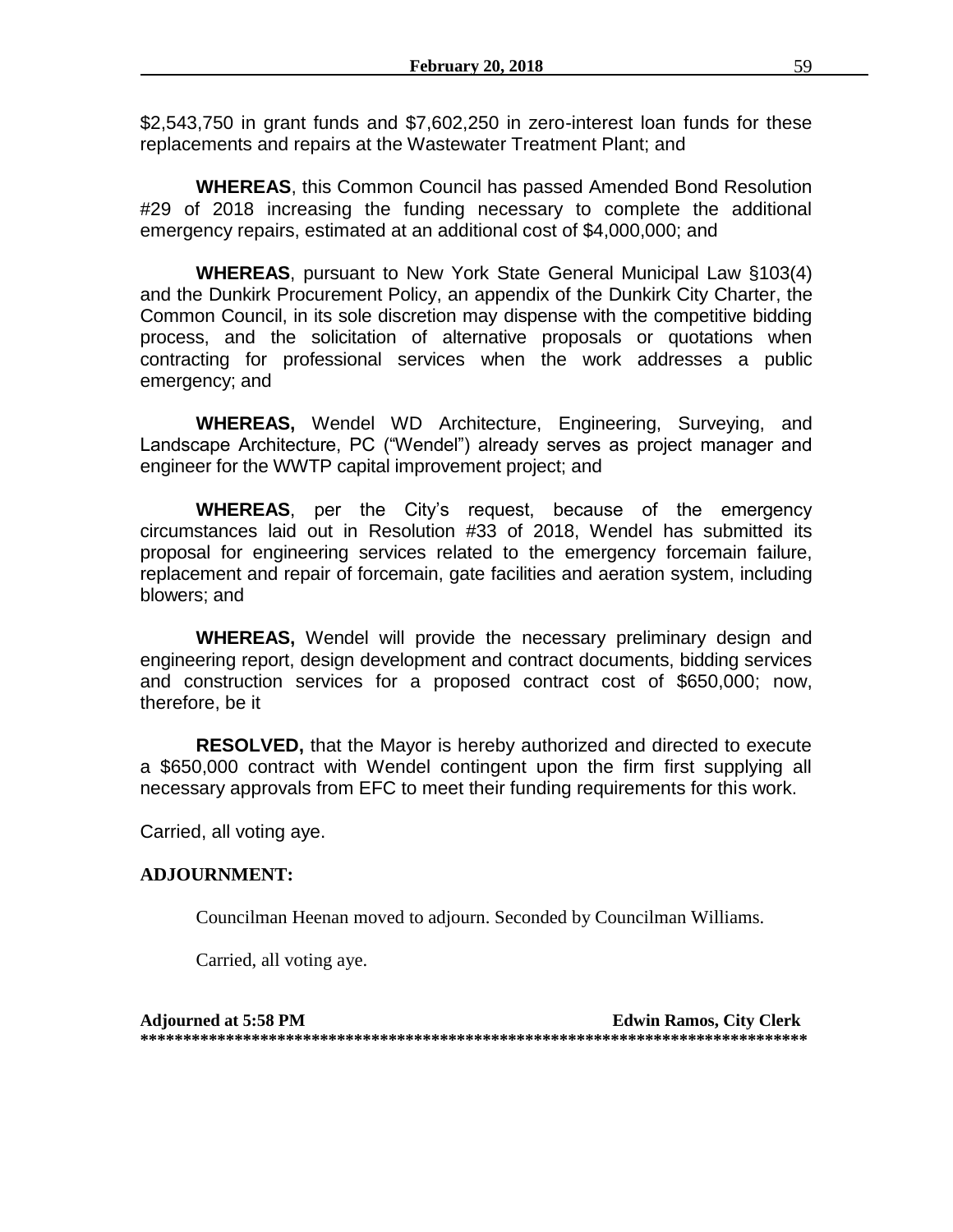$2,543,750 in grant funds and $7,602,250 in zero-interest loan funds for these replacements and repairs at the Wastewater Treatment Plant; and

**WHEREAS**, this Common Council has passed Amended Bond Resolution #29 of 2018 increasing the funding necessary to complete the additional emergency repairs, estimated at an additional cost of $4,000,000; and

**WHEREAS**, pursuant to New York State General Municipal Law §103(4) and the Dunkirk Procurement Policy, an appendix of the Dunkirk City Charter, the Common Council, in its sole discretion may dispense with the competitive bidding process, and the solicitation of alternative proposals or quotations when contracting for professional services when the work addresses a public emergency; and

**WHEREAS,** Wendel WD Architecture, Engineering, Surveying, and Landscape Architecture, PC ("Wendel") already serves as project manager and engineer for the WWTP capital improvement project; and

**WHEREAS**, per the City's request, because of the emergency circumstances laid out in Resolution #33 of 2018, Wendel has submitted its proposal for engineering services related to the emergency forcemain failure, replacement and repair of forcemain, gate facilities and aeration system, including blowers; and

**WHEREAS,** Wendel will provide the necessary preliminary design and engineering report, design development and contract documents, bidding services and construction services for a proposed contract cost of $650,000; now, therefore, be it

**RESOLVED,** that the Mayor is hereby authorized and directed to execute a $650,000 contract with Wendel contingent upon the firm first supplying all necessary approvals from EFC to meet their funding requirements for this work.

Carried, all voting aye.

**ADJOURNMENT:**

Councilman Heenan moved to adjourn. Seconded by Councilman Williams.

Carried, all voting aye.

**Adjourned at 5:58 PM** **Edwin Ramos, City Clerk**

*******************************************************************************